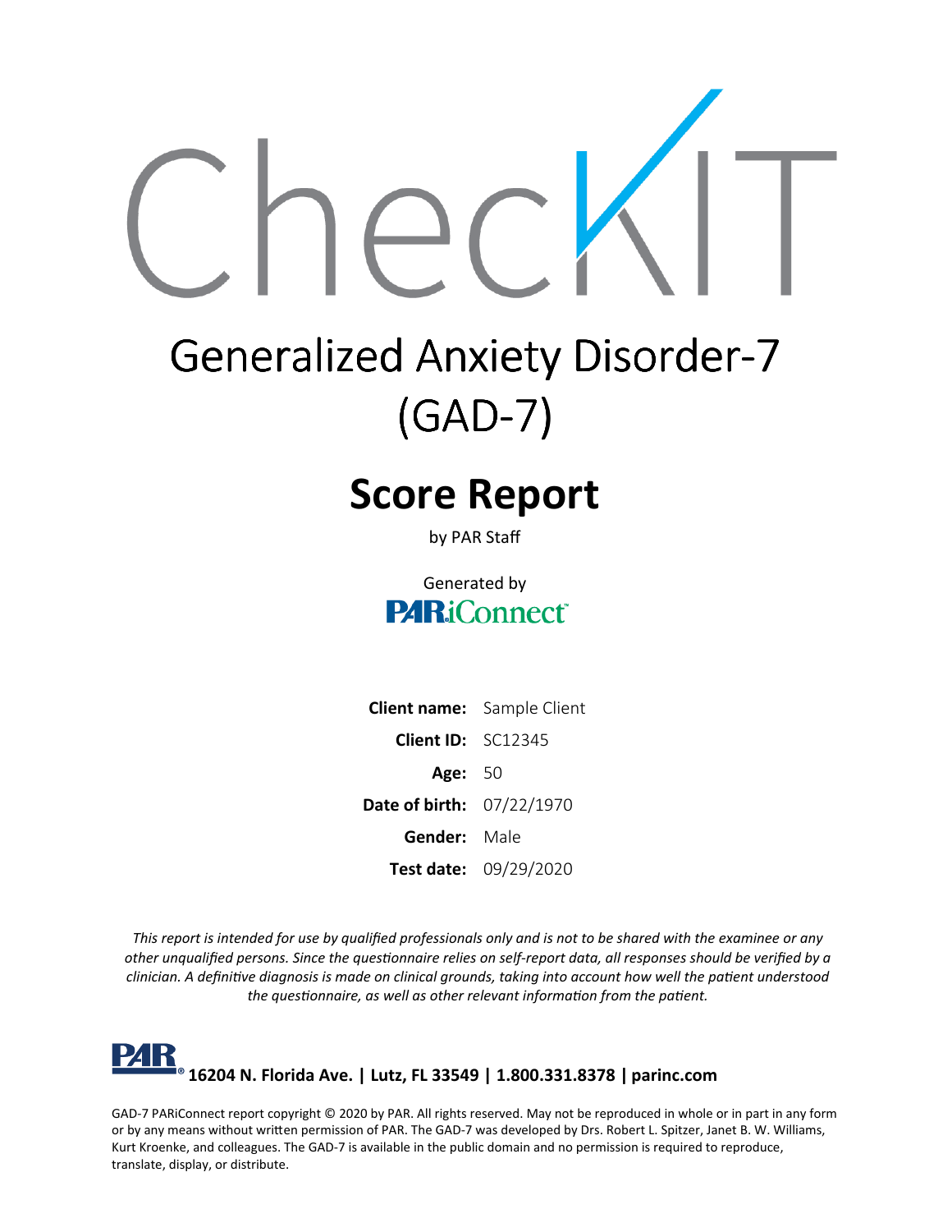# CheckIT

## Generalized Anxiety Disorder-7 (GAD-7)

# Score Report

by PAR Staff

Generated by
PARiConnect

| | |
|---|---|
| **Client name:** | Sample Client |
| **Client ID:** | SC12345 |
| **Age:** | 50 |
| **Date of birth:** | 07/22/1970 |
| **Gender:** | Male |
| **Test date:** | 09/29/2020 |

*This report is intended for use by qualified professionals only and is not to be shared with the examinee or any other unqualified persons. Since the questionnaire relies on self-report data, all responses should be verified by a clinician. A definitive diagnosis is made on clinical grounds, taking into account how well the patient understood the questionnaire, as well as other relevant information from the patient.*

PAR® **16204 N. Florida Ave. | Lutz, FL 33549 | 1.800.331.8378 | parinc.com**

GAD-7 PARiConnect report copyright © 2020 by PAR. All rights reserved. May not be reproduced in whole or in part in any form or by any means without written permission of PAR. The GAD-7 was developed by Drs. Robert L. Spitzer, Janet B. W. Williams, Kurt Kroenke, and colleagues. The GAD-7 is available in the public domain and no permission is required to reproduce, translate, display, or distribute.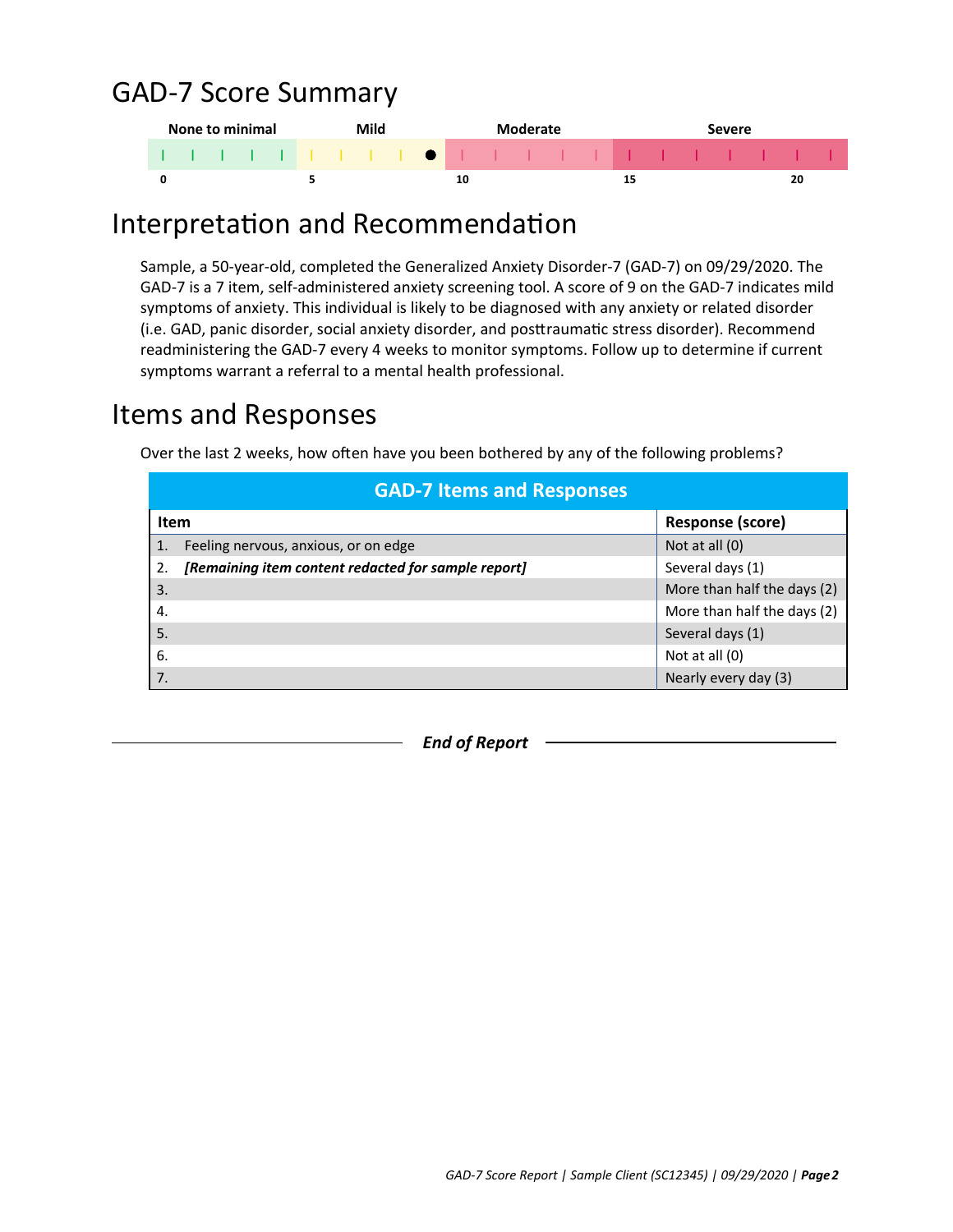# GAD-7 Score Summary

None to minimal
Mild
Moderate
Severe
0
5
10
15
20

# Interpretation and Recommendation

Sample, a 50-year-old, completed the Generalized Anxiety Disorder-7 (GAD-7) on 09/29/2020. The GAD-7 is a 7 item, self-administered anxiety screening tool. A score of 9 on the GAD-7 indicates mild symptoms of anxiety. This individual is likely to be diagnosed with any anxiety or related disorder (i.e. GAD, panic disorder, social anxiety disorder, and posttraumatic stress disorder). Recommend readministering the GAD-7 every 4 weeks to monitor symptoms. Follow up to determine if current symptoms warrant a referral to a mental health professional.

# Items and Responses

Over the last 2 weeks, how often have you been bothered by any of the following problems?

**GAD-7 Items and Responses**

| Item | Response (score) |
|---|---|
| 1. Feeling nervous, anxious, or on edge | Not at all (0) |
| 2. ***[Remaining item content redacted for sample report]*** | Several days (1) |
| 3. | More than half the days (2) |
| 4. | More than half the days (2) |
| 5. | Several days (1) |
| 6. | Not at all (0) |
| 7. | Nearly every day (3) |

***End of Report***